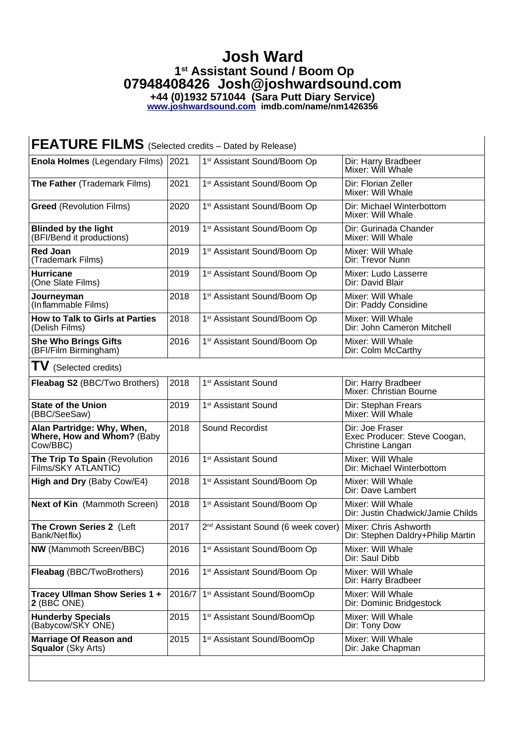# Josh Ward

## 1st Assistant Sound / Boom Op

## 07948408426 Josh@joshwardsound.com

**+44 (0)1932 571044 (Sara Putt Diary Service)**

**www.joshwardsound.com imdb.com/name/nm1426356**

## FEATURE FILMS (Selected credits – Dated by Release)

| | | | |
|---|---|---|---|
| **Enola Holmes** (Legendary Films) | 2021 | 1st Assistant Sound/Boom Op | Dir: Harry Bradbeer<br>Mixer: Will Whale |
| **The Father** (Trademark Films) | 2021 | 1st Assistant Sound/Boom Op | Dir: Florian Zeller<br>Mixer: Will Whale |
| **Greed** (Revolution Films) | 2020 | 1st Assistant Sound/Boom Op | Dir: Michael Winterbottom<br>Mixer: Will Whale |
| **Blinded by the light** (BFI/Bend it productions) | 2019 | 1st Assistant Sound/Boom Op | Dir: Gurinada Chander<br>Mixer: Will Whale |
| **Red Joan** (Trademark Films) | 2019 | 1st Assistant Sound/Boom Op | Mixer: Will Whale<br>Dir: Trevor Nunn |
| **Hurricane** (One Slate Films) | 2019 | 1st Assistant Sound/Boom Op | Mixer: Ludo Lasserre<br>Dir: David Blair |
| **Journeyman** (Inflammable Films) | 2018 | 1st Assistant Sound/Boom Op | Mixer: Will Whale<br>Dir: Paddy Considine |
| **How to Talk to Girls at Parties** (Delish Films) | 2018 | 1st Assistant Sound/Boom Op | Mixer: Will Whale<br>Dir: John Cameron Mitchell |
| **She Who Brings Gifts** (BFI/Film Birmingham) | 2016 | 1st Assistant Sound/Boom Op | Mixer: Will Whale<br>Dir: Colm McCarthy |

## TV (Selected credits)

| | | | |
|---|---|---|---|
| **Fleabag S2** (BBC/Two Brothers) | 2018 | 1st Assistant Sound | Dir: Harry Bradbeer<br>Mixer: Christian Bourne |
| **State of the Union** (BBC/SeeSaw) | 2019 | 1st Assistant Sound | Dir: Stephan Frears<br>Mixer: Will Whale |
| **Alan Partridge: Why, When, Where, How and Whom?** (Baby Cow/BBC) | 2018 | Sound Recordist | Dir: Joe Fraser<br>Exec Producer: Steve Coogan, Christine Langan |
| **The Trip To Spain** (Revolution Films/SKY ATLANTIC) | 2016 | 1st Assistant Sound | Mixer: Will Whale<br>Dir: Michael Winterbottom |
| **High and Dry** (Baby Cow/E4) | 2018 | 1st Assistant Sound/Boom Op | Mixer: Will Whale<br>Dir: Dave Lambert |
| **Next of Kin** (Mammoth Screen) | 2018 | 1st Assistant Sound/Boom Op | Mixer: Will Whale<br>Dir: Justin Chadwick/Jamie Childs |
| **The Crown Series 2** (Left Bank/Netflix) | 2017 | 2nd Assistant Sound (6 week cover) | Mixer: Chris Ashworth<br>Dir: Stephen Daldry+Philip Martin |
| **NW** (Mammoth Screen/BBC) | 2016 | 1st Assistant Sound/Boom Op | Mixer: Will Whale<br>Dir: Saul Dibb |
| **Fleabag** (BBC/TwoBrothers) | 2016 | 1st Assistant Sound/Boom Op | Mixer: Will Whale<br>Dir: Harry Bradbeer |
| **Tracey Ullman Show Series 1 + 2** (BBC ONE) | 2016/7 | 1st Assistant Sound/BoomOp | Mixer: Will Whale<br>Dir: Dominic Bridgestock |
| **Hunderby Specials** (Babycow/SKY ONE) | 2015 | 1st Assistant Sound/BoomOp | Mixer: Will Whale<br>Dir: Tony Dow |
| **Marriage Of Reason and Squalor** (Sky Arts) | 2015 | 1st Assistant Sound/BoomOp | Mixer: Will Whale<br>Dir: Jake Chapman |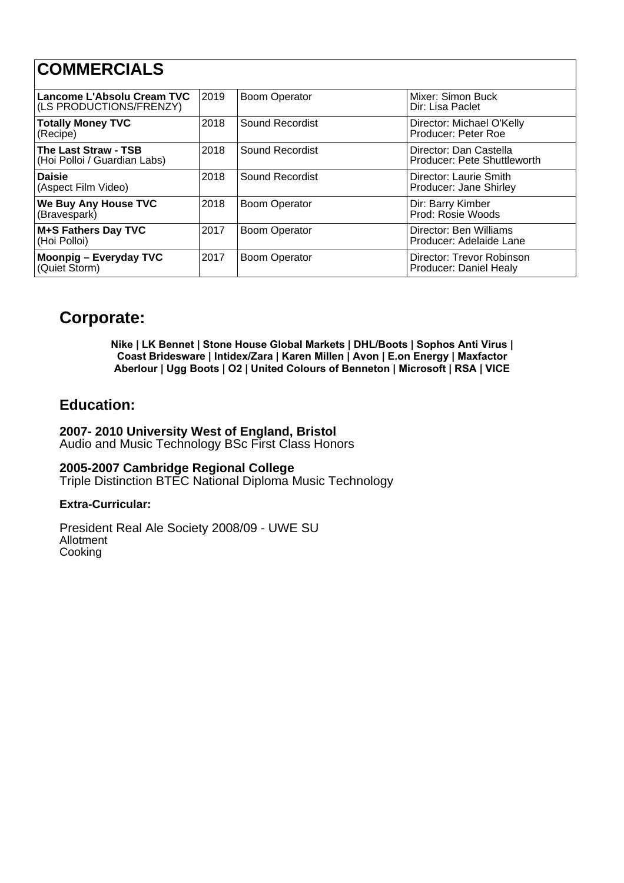## COMMERCIALS

| | | | |
|---|---|---|---|
| **Lancome L'Absolu Cream TVC** (LS PRODUCTIONS/FRENZY) | 2019 | Boom Operator | Mixer: Simon Buck<br>Dir: Lisa Paclet |
| **Totally Money TVC** (Recipe) | 2018 | Sound Recordist | Director: Michael O'Kelly<br>Producer: Peter Roe |
| **The Last Straw - TSB** (Hoi Polloi / Guardian Labs) | 2018 | Sound Recordist | Director: Dan Castella<br>Producer: Pete Shuttleworth |
| **Daisie** (Aspect Film Video) | 2018 | Sound Recordist | Director: Laurie Smith<br>Producer: Jane Shirley |
| **We Buy Any House TVC** (Bravespark) | 2018 | Boom Operator | Dir: Barry Kimber<br>Prod: Rosie Woods |
| **M+S Fathers Day TVC** (Hoi Polloi) | 2017 | Boom Operator | Director: Ben Williams<br>Producer: Adelaide Lane |
| **Moonpig – Everyday TVC** (Quiet Storm) | 2017 | Boom Operator | Director: Trevor Robinson<br>Producer: Daniel Healy |

## Corporate:

**Nike | LK Bennet | Stone House Global Markets | DHL/Boots | Sophos Anti Virus | Coast Bridesware | Intidex/Zara | Karen Millen | Avon | E.on Energy | Maxfactor Aberlour | Ugg Boots | O2 | United Colours of Benneton | Microsoft | RSA | VICE**

## Education:

**2007- 2010 University West of England, Bristol**
Audio and Music Technology BSc First Class Honors

**2005-2007 Cambridge Regional College**
Triple Distinction BTEC National Diploma Music Technology

**Extra-Curricular:**

President Real Ale Society 2008/09 - UWE SU
Allotment
Cooking